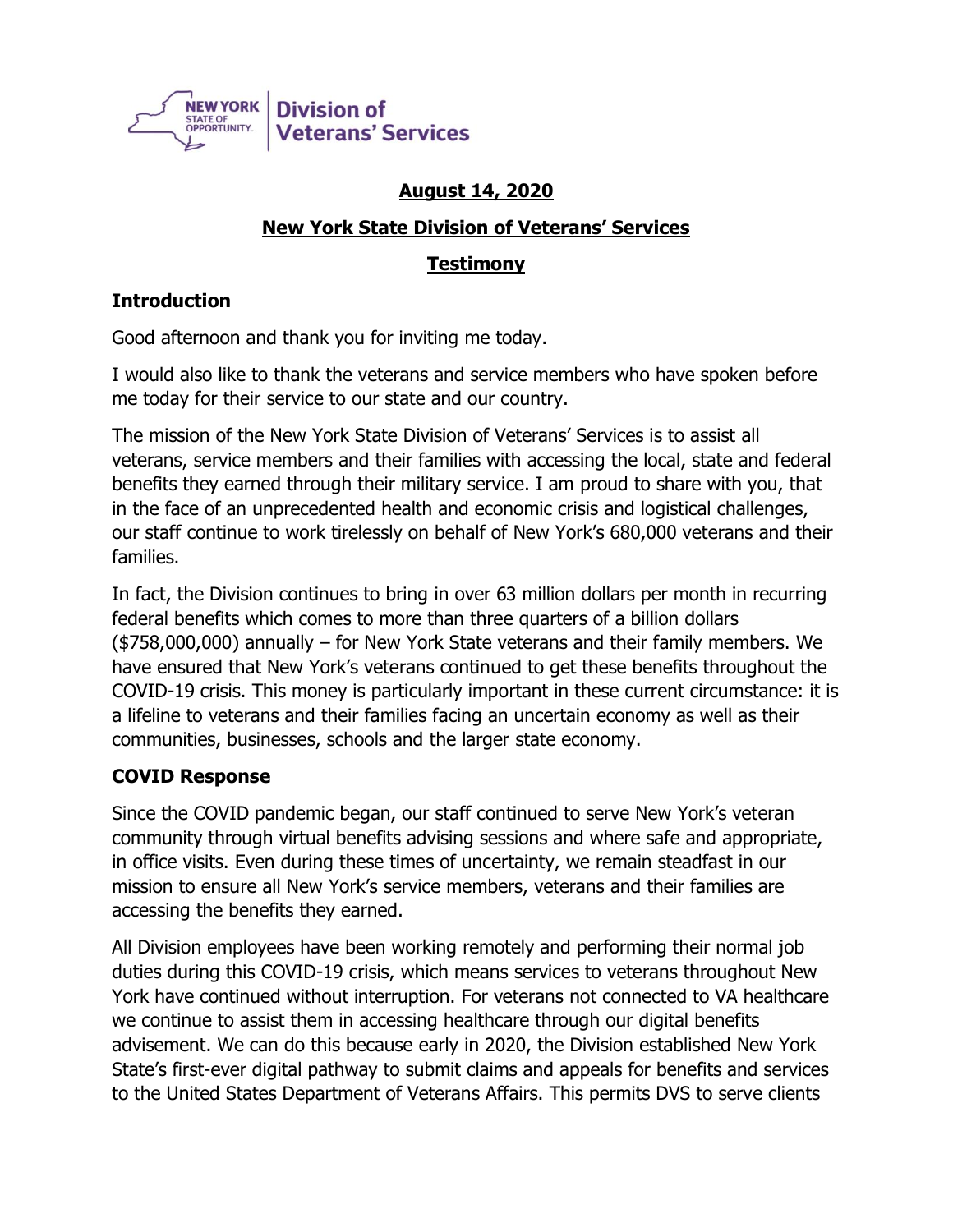**New York State Division of Veterans' Services**

**August 14, 2020**

**New York State Division of Veterans' Services**

**Testimony**

## Introduction

Good afternoon and thank you for inviting me today.

I would also like to thank the veterans and service members who have spoken before me today for their service to our state and our country.

The mission of the New York State Division of Veterans' Services is to assist all veterans, service members and their families with accessing the local, state and federal benefits they earned through their military service. I am proud to share with you, that in the face of an unprecedented health and economic crisis and logistical challenges, our staff continue to work tirelessly on behalf of New York's 680,000 veterans and their families.

In fact, the Division continues to bring in over 63 million dollars per month in recurring federal benefits which comes to more than three quarters of a billion dollars ($758,000,000) annually – for New York State veterans and their family members. We have ensured that New York's veterans continued to get these benefits throughout the COVID-19 crisis. This money is particularly important in these current circumstance: it is a lifeline to veterans and their families facing an uncertain economy as well as their communities, businesses, schools and the larger state economy.

## COVID Response

Since the COVID pandemic began, our staff continued to serve New York's veteran community through virtual benefits advising sessions and where safe and appropriate, in office visits. Even during these times of uncertainty, we remain steadfast in our mission to ensure all New York's service members, veterans and their families are accessing the benefits they earned.

All Division employees have been working remotely and performing their normal job duties during this COVID-19 crisis, which means services to veterans throughout New York have continued without interruption. For veterans not connected to VA healthcare we continue to assist them in accessing healthcare through our digital benefits advisement. We can do this because early in 2020, the Division established New York State's first-ever digital pathway to submit claims and appeals for benefits and services to the United States Department of Veterans Affairs. This permits DVS to serve clients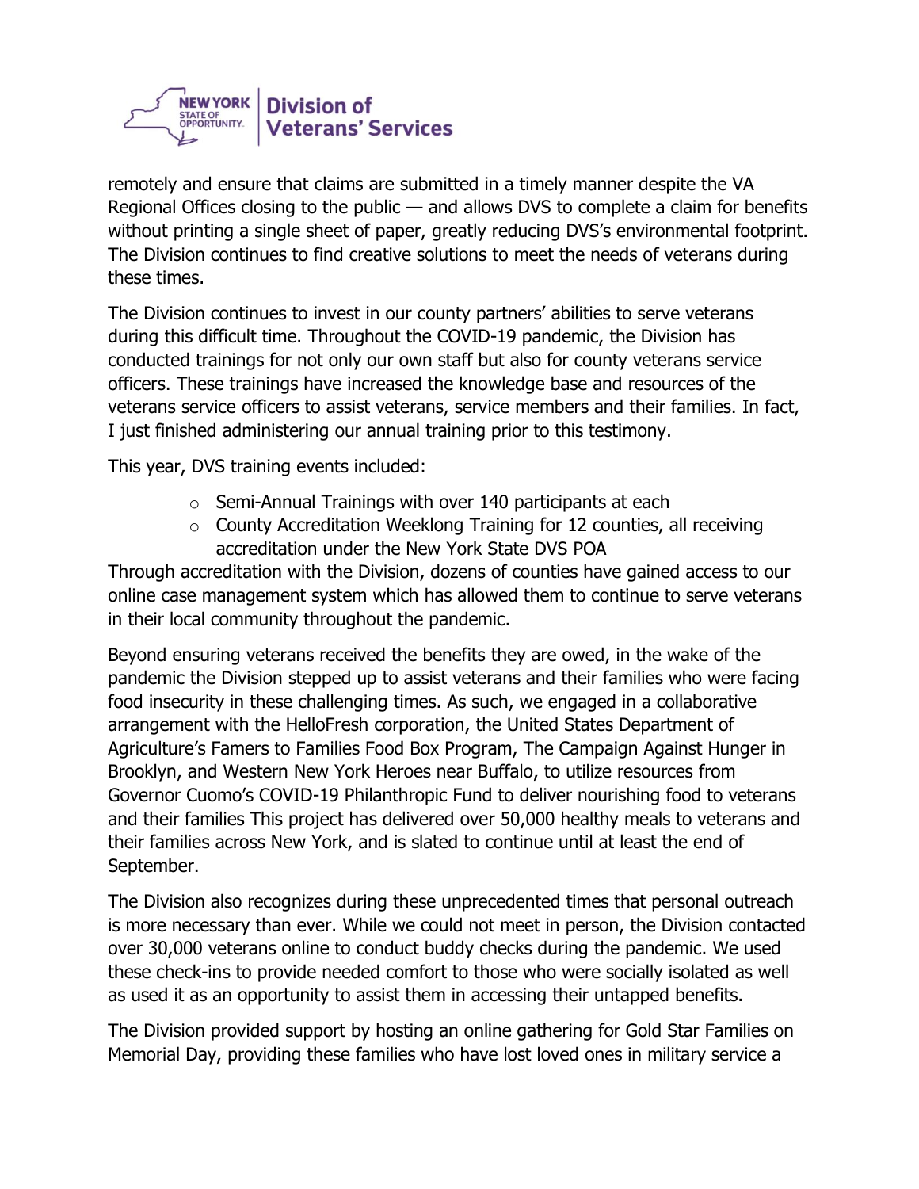remotely and ensure that claims are submitted in a timely manner despite the VA Regional Offices closing to the public — and allows DVS to complete a claim for benefits without printing a single sheet of paper, greatly reducing DVS's environmental footprint. The Division continues to find creative solutions to meet the needs of veterans during these times.

The Division continues to invest in our county partners' abilities to serve veterans during this difficult time. Throughout the COVID-19 pandemic, the Division has conducted trainings for not only our own staff but also for county veterans service officers. These trainings have increased the knowledge base and resources of the veterans service officers to assist veterans, service members and their families. In fact, I just finished administering our annual training prior to this testimony.

This year, DVS training events included:

- Semi-Annual Trainings with over 140 participants at each
- County Accreditation Weeklong Training for 12 counties, all receiving accreditation under the New York State DVS POA

Through accreditation with the Division, dozens of counties have gained access to our online case management system which has allowed them to continue to serve veterans in their local community throughout the pandemic.

Beyond ensuring veterans received the benefits they are owed, in the wake of the pandemic the Division stepped up to assist veterans and their families who were facing food insecurity in these challenging times. As such, we engaged in a collaborative arrangement with the HelloFresh corporation, the United States Department of Agriculture's Famers to Families Food Box Program, The Campaign Against Hunger in Brooklyn, and Western New York Heroes near Buffalo, to utilize resources from Governor Cuomo's COVID-19 Philanthropic Fund to deliver nourishing food to veterans and their families This project has delivered over 50,000 healthy meals to veterans and their families across New York, and is slated to continue until at least the end of September.

The Division also recognizes during these unprecedented times that personal outreach is more necessary than ever. While we could not meet in person, the Division contacted over 30,000 veterans online to conduct buddy checks during the pandemic. We used these check-ins to provide needed comfort to those who were socially isolated as well as used it as an opportunity to assist them in accessing their untapped benefits.

The Division provided support by hosting an online gathering for Gold Star Families on Memorial Day, providing these families who have lost loved ones in military service a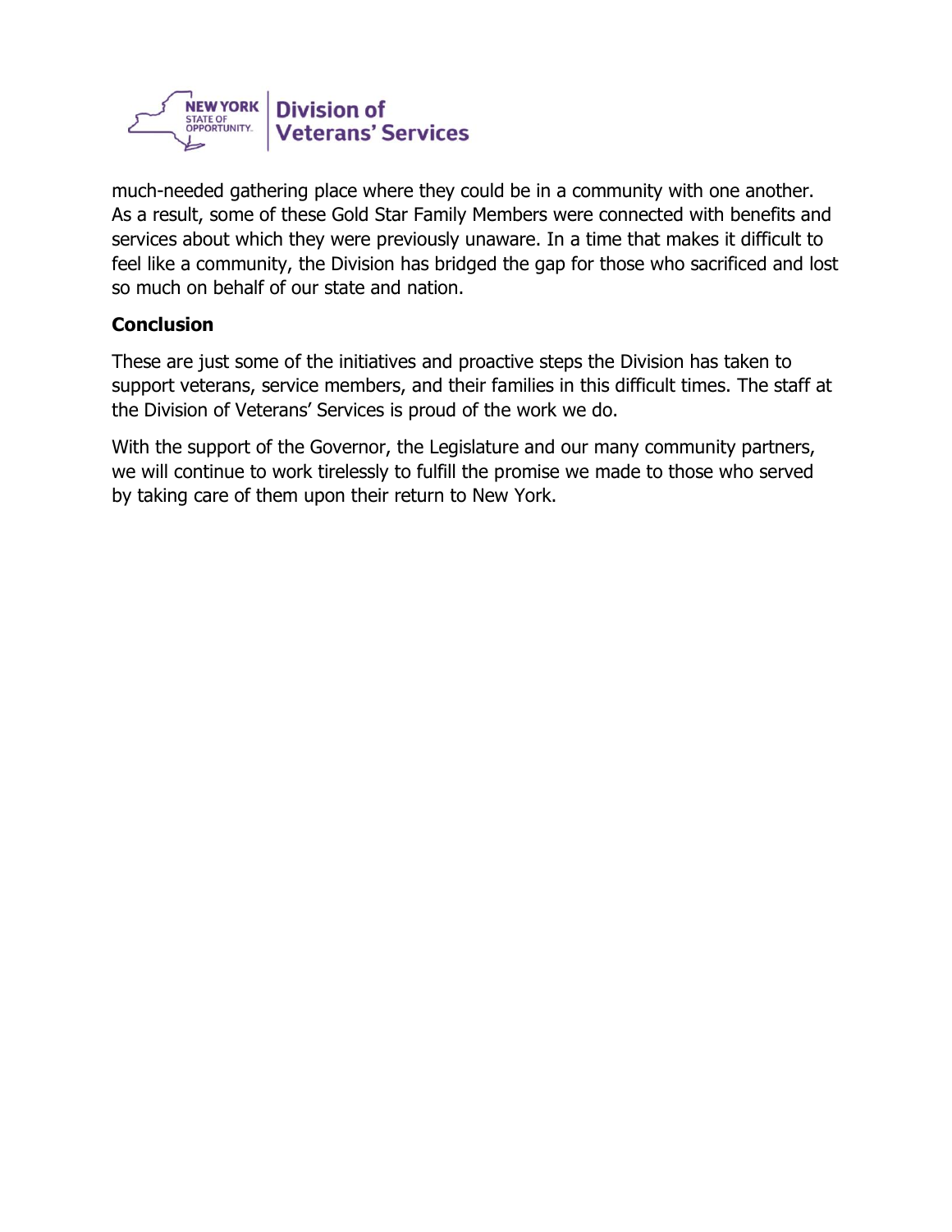much-needed gathering place where they could be in a community with one another. As a result, some of these Gold Star Family Members were connected with benefits and services about which they were previously unaware. In a time that makes it difficult to feel like a community, the Division has bridged the gap for those who sacrificed and lost so much on behalf of our state and nation.

**Conclusion**

These are just some of the initiatives and proactive steps the Division has taken to support veterans, service members, and their families in this difficult times. The staff at the Division of Veterans' Services is proud of the work we do.

With the support of the Governor, the Legislature and our many community partners, we will continue to work tirelessly to fulfill the promise we made to those who served by taking care of them upon their return to New York.